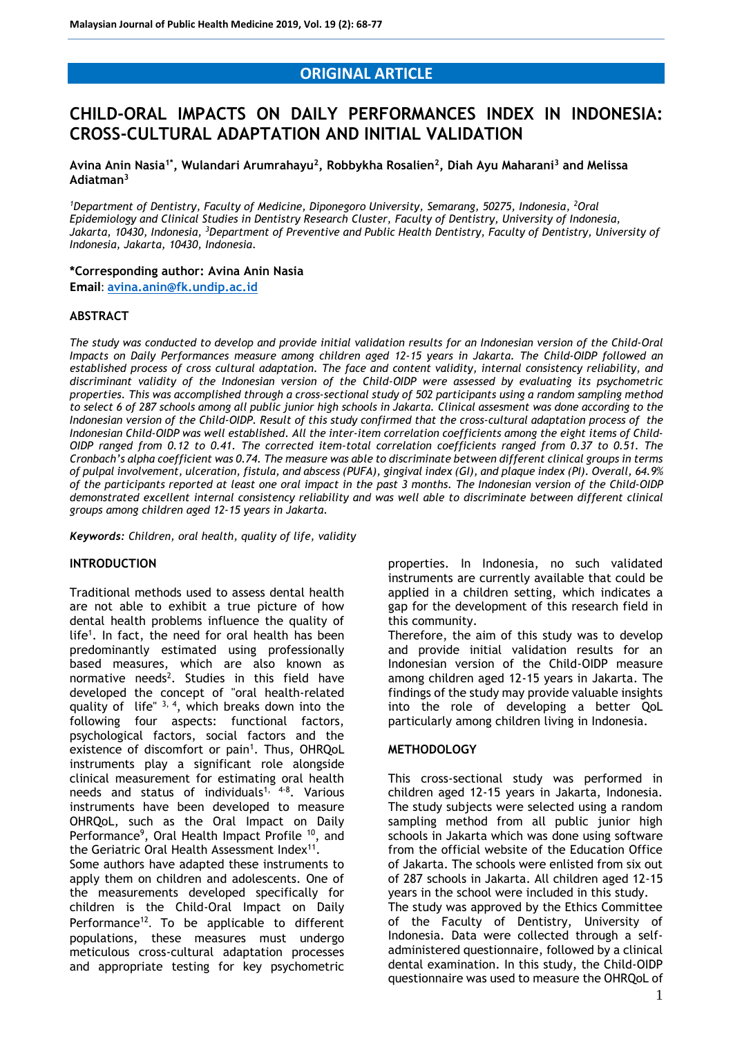ORIGINAL ARTICLE

# CHILD-ORAL IMPACTS ON DAILY PERFORMANCES INDEX IN INDONESIA: CROSS-CULTURAL ADAPTATION AND INITIAL VALIDATION

**Avina Anin Nasia[1*], Wulandari Arumrahayu[2], Robbykha Rosalien[2], Diah Ayu Maharani[3] and Melissa Adiatman[3]**

*[1]Department of Dentistry, Faculty of Medicine, Diponegoro University, Semarang, 50275, Indonesia, [2]Oral Epidemiology and Clinical Studies in Dentistry Research Cluster, Faculty of Dentistry, University of Indonesia, Jakarta, 10430, Indonesia, [3]Department of Preventive and Public Health Dentistry, Faculty of Dentistry, University of Indonesia, Jakarta, 10430, Indonesia.*

**\*Corresponding author: Avina Anin Nasia**
**Email**: avina.anin@fk.undip.ac.id

## ABSTRACT

*The study was conducted to develop and provide initial validation results for an Indonesian version of the Child-Oral Impacts on Daily Performances measure among children aged 12-15 years in Jakarta. The Child-OIDP followed an established process of cross cultural adaptation. The face and content validity, internal consistency reliability, and discriminant validity of the Indonesian version of the Child-OIDP were assessed by evaluating its psychometric properties. This was accomplished through a cross-sectional study of 502 participants using a random sampling method to select 6 of 287 schools among all public junior high schools in Jakarta. Clinical assesment was done according to the Indonesian version of the Child-OIDP. Result of this study confirmed that the cross-cultural adaptation process of the Indonesian Child-OIDP was well established. All the inter-item correlation coefficients among the eight items of Child-OIDP ranged from 0.12 to 0.41. The corrected item-total correlation coefficients ranged from 0.37 to 0.51. The Cronbach's alpha coefficient was 0.74. The measure was able to discriminate between different clinical groups in terms of pulpal involvement, ulceration, fistula, and abscess (PUFA), gingival index (GI), and plaque index (PI). Overall, 64.9% of the participants reported at least one oral impact in the past 3 months. The Indonesian version of the Child-OIDP demonstrated excellent internal consistency reliability and was well able to discriminate between different clinical groups among children aged 12-15 years in Jakarta.*

***Keywords:*** *Children, oral health, quality of life, validity*

## INTRODUCTION

Traditional methods used to assess dental health are not able to exhibit a true picture of how dental health problems influence the quality of life[1]. In fact, the need for oral health has been predominantly estimated using professionally based measures, which are also known as normative needs[2]. Studies in this field have developed the concept of "oral health-related quality of life" [3, 4], which breaks down into the following four aspects: functional factors, psychological factors, social factors and the existence of discomfort or pain[1]. Thus, OHRQoL instruments play a significant role alongside clinical measurement for estimating oral health needs and status of individuals[1, 4-8]. Various instruments have been developed to measure OHRQoL, such as the Oral Impact on Daily Performance[9], Oral Health Impact Profile [10], and the Geriatric Oral Health Assessment Index[11].

Some authors have adapted these instruments to apply them on children and adolescents. One of the measurements developed specifically for children is the Child-Oral Impact on Daily Performance[12]. To be applicable to different populations, these measures must undergo meticulous cross-cultural adaptation processes and appropriate testing for key psychometric properties. In Indonesia, no such validated instruments are currently available that could be applied in a children setting, which indicates a gap for the development of this research field in this community.

Therefore, the aim of this study was to develop and provide initial validation results for an Indonesian version of the Child-OIDP measure among children aged 12-15 years in Jakarta. The findings of the study may provide valuable insights into the role of developing a better QoL particularly among children living in Indonesia.

## METHODOLOGY

This cross-sectional study was performed in children aged 12-15 years in Jakarta, Indonesia. The study subjects were selected using a random sampling method from all public junior high schools in Jakarta which was done using software from the official website of the Education Office of Jakarta. The schools were enlisted from six out of 287 schools in Jakarta. All children aged 12-15 years in the school were included in this study.

The study was approved by the Ethics Committee of the Faculty of Dentistry, University of Indonesia. Data were collected through a self-administered questionnaire, followed by a clinical dental examination. In this study, the Child-OIDP questionnaire was used to measure the OHRQoL of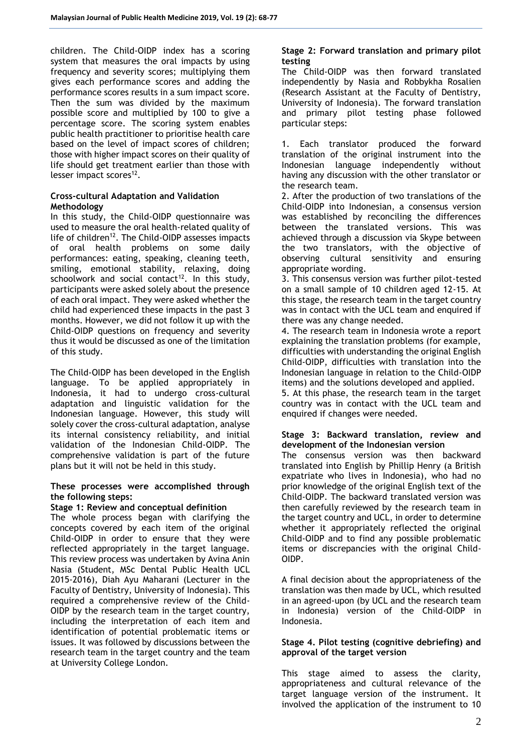children. The Child-OIDP index has a scoring system that measures the oral impacts by using frequency and severity scores; multiplying them gives each performance scores and adding the performance scores results in a sum impact score. Then the sum was divided by the maximum possible score and multiplied by 100 to give a percentage score. The scoring system enables public health practitioner to prioritise health care based on the level of impact scores of children; those with higher impact scores on their quality of life should get treatment earlier than those with lesser impact scores[12].

**Cross-cultural Adaptation and Validation Methodology**

In this study, the Child-OIDP questionnaire was used to measure the oral health-related quality of life of children[12]. The Child-OIDP assesses impacts of oral health problems on some daily performances: eating, speaking, cleaning teeth, smiling, emotional stability, relaxing, doing schoolwork and social contact[12]. In this study, participants were asked solely about the presence of each oral impact. They were asked whether the child had experienced these impacts in the past 3 months. However, we did not follow it up with the Child-OIDP questions on frequency and severity thus it would be discussed as one of the limitation of this study.

The Child-OIDP has been developed in the English language. To be applied appropriately in Indonesia, it had to undergo cross-cultural adaptation and linguistic validation for the Indonesian language. However, this study will solely cover the cross-cultural adaptation, analyse its internal consistency reliability, and initial validation of the Indonesian Child-OIDP. The comprehensive validation is part of the future plans but it will not be held in this study.

**These processes were accomplished through the following steps:**

**Stage 1: Review and conceptual definition**

The whole process began with clarifying the concepts covered by each item of the original Child-OIDP in order to ensure that they were reflected appropriately in the target language. This review process was undertaken by Avina Anin Nasia (Student, MSc Dental Public Health UCL 2015-2016), Diah Ayu Maharani (Lecturer in the Faculty of Dentistry, University of Indonesia). This required a comprehensive review of the Child-OIDP by the research team in the target country, including the interpretation of each item and identification of potential problematic items or issues. It was followed by discussions between the research team in the target country and the team at University College London.

**Stage 2: Forward translation and primary pilot testing**

The Child-OIDP was then forward translated independently by Nasia and Robbykha Rosalien (Research Assistant at the Faculty of Dentistry, University of Indonesia). The forward translation and primary pilot testing phase followed particular steps:

1. Each translator produced the forward translation of the original instrument into the Indonesian language independently without having any discussion with the other translator or the research team.
2. After the production of two translations of the Child-OIDP into Indonesian, a consensus version was established by reconciling the differences between the translated versions. This was achieved through a discussion via Skype between the two translators, with the objective of observing cultural sensitivity and ensuring appropriate wording.
3. This consensus version was further pilot-tested on a small sample of 10 children aged 12-15. At this stage, the research team in the target country was in contact with the UCL team and enquired if there was any change needed.
4. The research team in Indonesia wrote a report explaining the translation problems (for example, difficulties with understanding the original English Child-OIDP, difficulties with translation into the Indonesian language in relation to the Child-OIDP items) and the solutions developed and applied.
5. At this phase, the research team in the target country was in contact with the UCL team and enquired if changes were needed.

**Stage 3: Backward translation, review and development of the Indonesian version**

The consensus version was then backward translated into English by Phillip Henry (a British expatriate who lives in Indonesia), who had no prior knowledge of the original English text of the Child-OIDP. The backward translated version was then carefully reviewed by the research team in the target country and UCL, in order to determine whether it appropriately reflected the original Child-OIDP and to find any possible problematic items or discrepancies with the original Child-OIDP.

A final decision about the appropriateness of the translation was then made by UCL, which resulted in an agreed-upon (by UCL and the research team in Indonesia) version of the Child-OIDP in Indonesia.

**Stage 4. Pilot testing (cognitive debriefing) and approval of the target version**

This stage aimed to assess the clarity, appropriateness and cultural relevance of the target language version of the instrument. It involved the application of the instrument to 10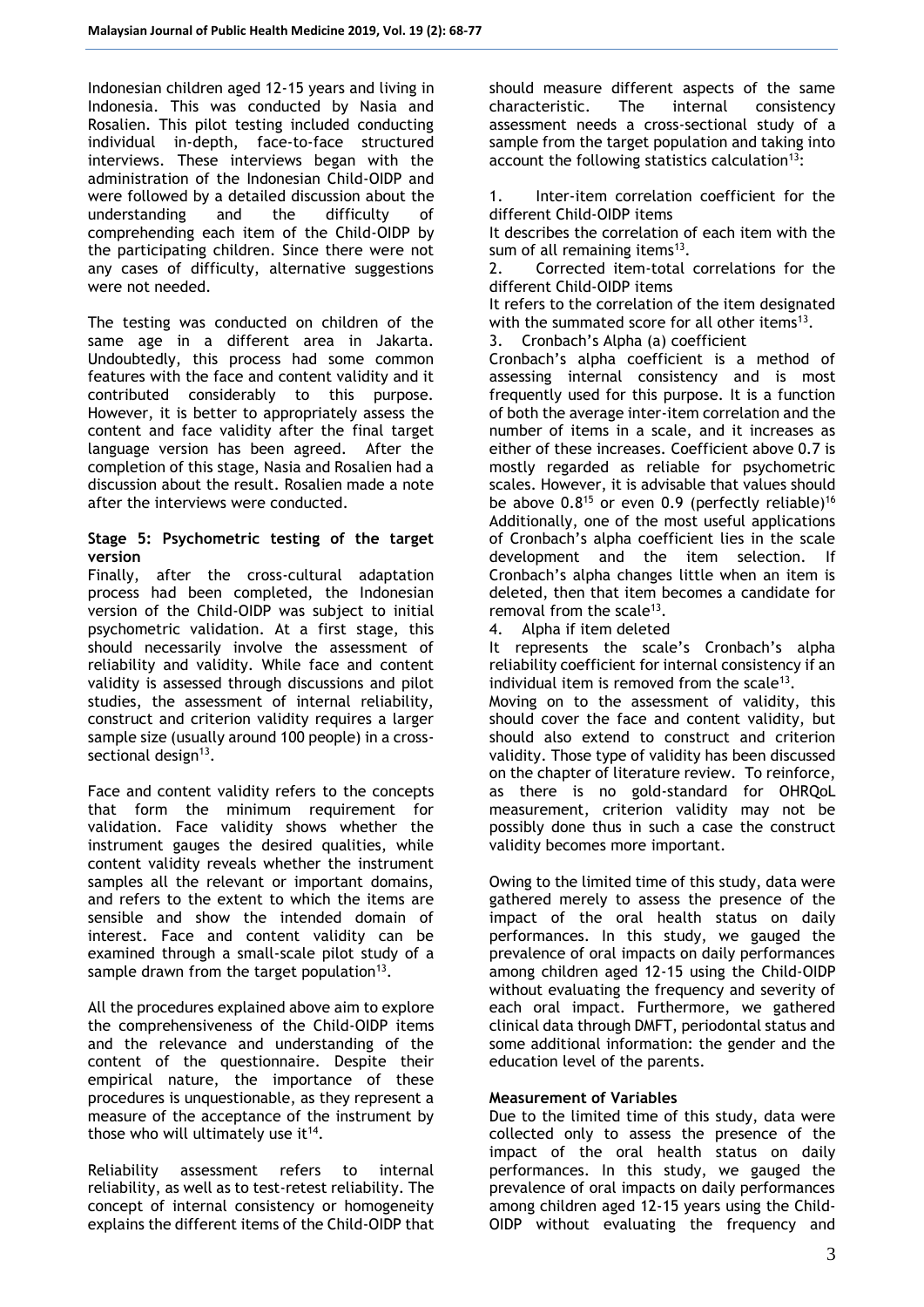Indonesian children aged 12-15 years and living in Indonesia. This was conducted by Nasia and Rosalien. This pilot testing included conducting individual in-depth, face-to-face structured interviews. These interviews began with the administration of the Indonesian Child-OIDP and were followed by a detailed discussion about the understanding and the difficulty of comprehending each item of the Child-OIDP by the participating children. Since there were not any cases of difficulty, alternative suggestions were not needed.

The testing was conducted on children of the same age in a different area in Jakarta. Undoubtedly, this process had some common features with the face and content validity and it contributed considerably to this purpose. However, it is better to appropriately assess the content and face validity after the final target language version has been agreed. After the completion of this stage, Nasia and Rosalien had a discussion about the result. Rosalien made a note after the interviews were conducted.

**Stage 5: Psychometric testing of the target version**

Finally, after the cross-cultural adaptation process had been completed, the Indonesian version of the Child-OIDP was subject to initial psychometric validation. At a first stage, this should necessarily involve the assessment of reliability and validity. While face and content validity is assessed through discussions and pilot studies, the assessment of internal reliability, construct and criterion validity requires a larger sample size (usually around 100 people) in a cross-sectional design[13].

Face and content validity refers to the concepts that form the minimum requirement for validation. Face validity shows whether the instrument gauges the desired qualities, while content validity reveals whether the instrument samples all the relevant or important domains, and refers to the extent to which the items are sensible and show the intended domain of interest. Face and content validity can be examined through a small-scale pilot study of a sample drawn from the target population[13].

All the procedures explained above aim to explore the comprehensiveness of the Child-OIDP items and the relevance and understanding of the content of the questionnaire. Despite their empirical nature, the importance of these procedures is unquestionable, as they represent a measure of the acceptance of the instrument by those who will ultimately use it[14].

Reliability assessment refers to internal reliability, as well as to test-retest reliability. The concept of internal consistency or homogeneity explains the different items of the Child-OIDP that should measure different aspects of the same characteristic. The internal consistency assessment needs a cross-sectional study of a sample from the target population and taking into account the following statistics calculation[13]:

1. Inter-item correlation coefficient for the different Child-OIDP items
It describes the correlation of each item with the sum of all remaining items[13].
2. Corrected item-total correlations for the different Child-OIDP items
It refers to the correlation of the item designated with the summated score for all other items[13].
3. Cronbach's Alpha (a) coefficient
Cronbach's alpha coefficient is a method of assessing internal consistency and is most frequently used for this purpose. It is a function of both the average inter-item correlation and the number of items in a scale, and it increases as either of these increases. Coefficient above 0.7 is mostly regarded as reliable for psychometric scales. However, it is advisable that values should be above 0.8[15] or even 0.9 (perfectly reliable)[16] Additionally, one of the most useful applications of Cronbach's alpha coefficient lies in the scale development and the item selection. If Cronbach's alpha changes little when an item is deleted, then that item becomes a candidate for removal from the scale[13].
4. Alpha if item deleted
It represents the scale's Cronbach's alpha reliability coefficient for internal consistency if an individual item is removed from the scale[13].

Moving on to the assessment of validity, this should cover the face and content validity, but should also extend to construct and criterion validity. Those type of validity has been discussed on the chapter of literature review. To reinforce, as there is no gold-standard for OHRQoL measurement, criterion validity may not be possibly done thus in such a case the construct validity becomes more important.

Owing to the limited time of this study, data were gathered merely to assess the presence of the impact of the oral health status on daily performances. In this study, we gauged the prevalence of oral impacts on daily performances among children aged 12-15 using the Child-OIDP without evaluating the frequency and severity of each oral impact. Furthermore, we gathered clinical data through DMFT, periodontal status and some additional information: the gender and the education level of the parents.

**Measurement of Variables**

Due to the limited time of this study, data were collected only to assess the presence of the impact of the oral health status on daily performances. In this study, we gauged the prevalence of oral impacts on daily performances among children aged 12-15 years using the Child-OIDP without evaluating the frequency and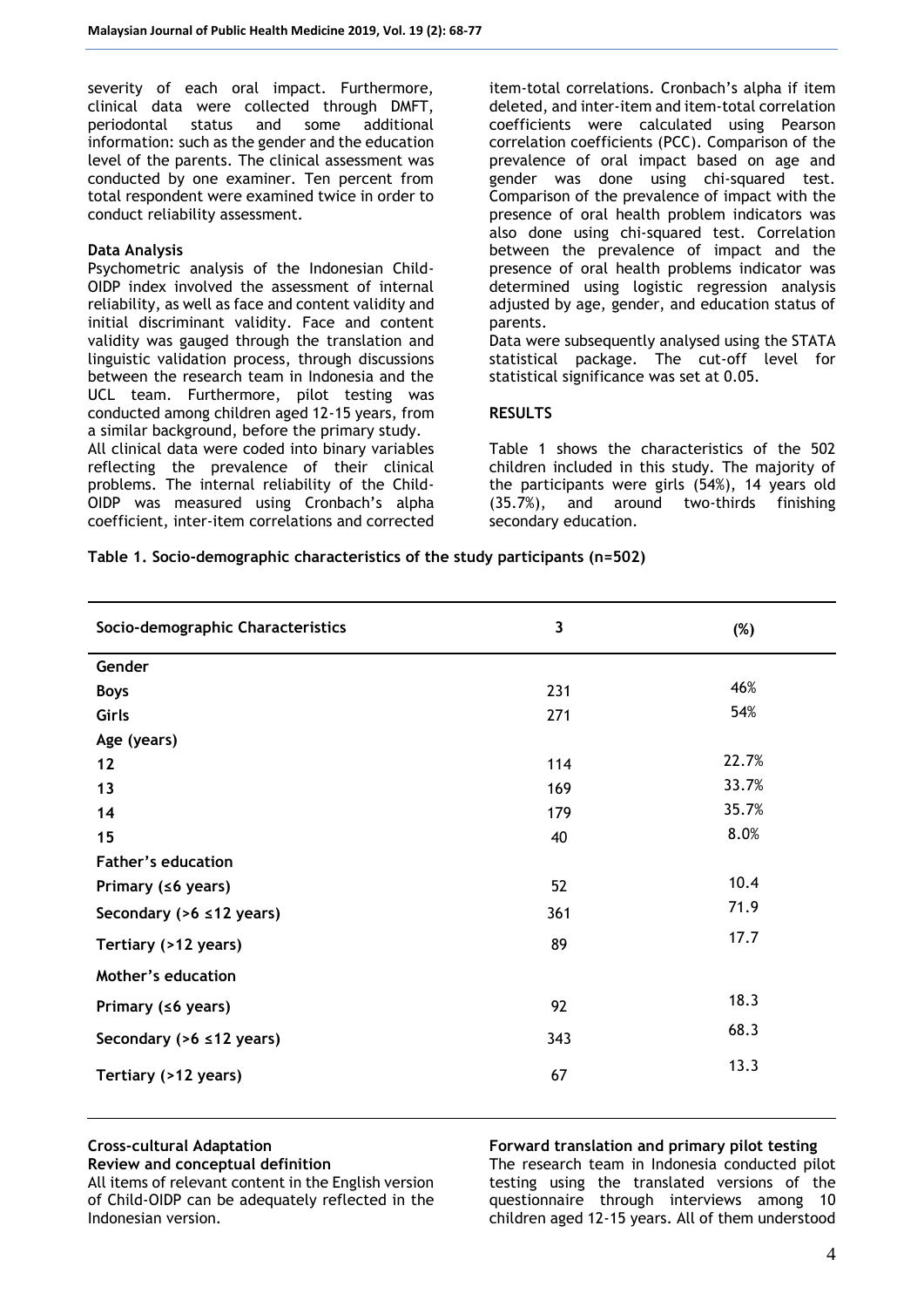severity of each oral impact. Furthermore, clinical data were collected through DMFT, periodontal status and some additional information: such as the gender and the education level of the parents. The clinical assessment was conducted by one examiner. Ten percent from total respondent were examined twice in order to conduct reliability assessment.

**Data Analysis**

Psychometric analysis of the Indonesian Child-OIDP index involved the assessment of internal reliability, as well as face and content validity and initial discriminant validity. Face and content validity was gauged through the translation and linguistic validation process, through discussions between the research team in Indonesia and the UCL team. Furthermore, pilot testing was conducted among children aged 12-15 years, from a similar background, before the primary study.

All clinical data were coded into binary variables reflecting the prevalence of their clinical problems. The internal reliability of the Child-OIDP was measured using Cronbach's alpha coefficient, inter-item correlations and corrected item-total correlations. Cronbach's alpha if item deleted, and inter-item and item-total correlation coefficients were calculated using Pearson correlation coefficients (PCC). Comparison of the prevalence of oral impact based on age and gender was done using chi-squared test. Comparison of the prevalence of impact with the presence of oral health problem indicators was also done using chi-squared test. Correlation between the prevalence of impact and the presence of oral health problems indicator was determined using logistic regression analysis adjusted by age, gender, and education status of parents.

Data were subsequently analysed using the STATA statistical package. The cut-off level for statistical significance was set at 0.05.

## RESULTS

Table 1 shows the characteristics of the 502 children included in this study. The majority of the participants were girls (54%), 14 years old (35.7%), and around two-thirds finishing secondary education.

**Table 1. Socio-demographic characteristics of the study participants (n=502)**

| Socio-demographic Characteristics | 3 | (%) |
|---|---|---|
| **Gender** | | |
| **Boys** | 231 | 46% |
| **Girls** | 271 | 54% |
| **Age (years)** | | |
| **12** | 114 | 22.7% |
| **13** | 169 | 33.7% |
| **14** | 179 | 35.7% |
| **15** | 40 | 8.0% |
| **Father's education** | | |
| **Primary (≤6 years)** | 52 | 10.4 |
| **Secondary (>6 ≤12 years)** | 361 | 71.9 |
| **Tertiary (>12 years)** | 89 | 17.7 |
| **Mother's education** | | |
| **Primary (≤6 years)** | 92 | 18.3 |
| **Secondary (>6 ≤12 years)** | 343 | 68.3 |
| **Tertiary (>12 years)** | 67 | 13.3 |

**Cross-cultural Adaptation**

**Review and conceptual definition**

All items of relevant content in the English version of Child-OIDP can be adequately reflected in the Indonesian version.

**Forward translation and primary pilot testing**

The research team in Indonesia conducted pilot testing using the translated versions of the questionnaire through interviews among 10 children aged 12-15 years. All of them understood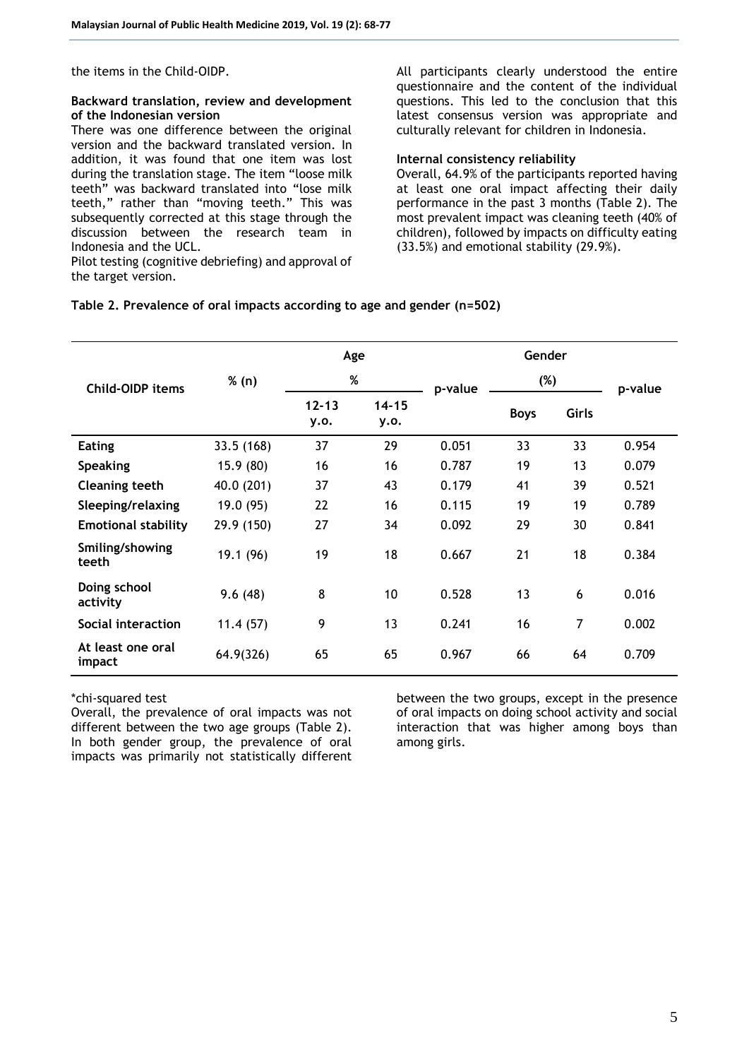the items in the Child-OIDP.

**Backward translation, review and development of the Indonesian version**

There was one difference between the original version and the backward translated version. In addition, it was found that one item was lost during the translation stage. The item "loose milk teeth" was backward translated into "lose milk teeth," rather than "moving teeth." This was subsequently corrected at this stage through the discussion between the research team in Indonesia and the UCL.

Pilot testing (cognitive debriefing) and approval of the target version.

All participants clearly understood the entire questionnaire and the content of the individual questions. This led to the conclusion that this latest consensus version was appropriate and culturally relevant for children in Indonesia.

**Internal consistency reliability**

Overall, 64.9% of the participants reported having at least one oral impact affecting their daily performance in the past 3 months (Table 2). The most prevalent impact was cleaning teeth (40% of children), followed by impacts on difficulty eating (33.5%) and emotional stability (29.9%).

**Table 2. Prevalence of oral impacts according to age and gender (n=502)**

| Child-OIDP items | % (n) | Age % | | p-value | Gender (%) | | p-value |
|---|---|---|---|---|---|---|---|
| | | 12-13 y.o. | 14-15 y.o. | | Boys | Girls | |
| **Eating** | 33.5 (168) | 37 | 29 | 0.051 | 33 | 33 | 0.954 |
| **Speaking** | 15.9 (80) | 16 | 16 | 0.787 | 19 | 13 | 0.079 |
| **Cleaning teeth** | 40.0 (201) | 37 | 43 | 0.179 | 41 | 39 | 0.521 |
| **Sleeping/relaxing** | 19.0 (95) | 22 | 16 | 0.115 | 19 | 19 | 0.789 |
| **Emotional stability** | 29.9 (150) | 27 | 34 | 0.092 | 29 | 30 | 0.841 |
| **Smiling/showing teeth** | 19.1 (96) | 19 | 18 | 0.667 | 21 | 18 | 0.384 |
| **Doing school activity** | 9.6 (48) | 8 | 10 | 0.528 | 13 | 6 | 0.016 |
| **Social interaction** | 11.4 (57) | 9 | 13 | 0.241 | 16 | 7 | 0.002 |
| **At least one oral impact** | 64.9(326) | 65 | 65 | 0.967 | 66 | 64 | 0.709 |

*chi-squared test

Overall, the prevalence of oral impacts was not different between the two age groups (Table 2). In both gender group, the prevalence of oral impacts was primarily not statistically different between the two groups, except in the presence of oral impacts on doing school activity and social interaction that was higher among boys than among girls.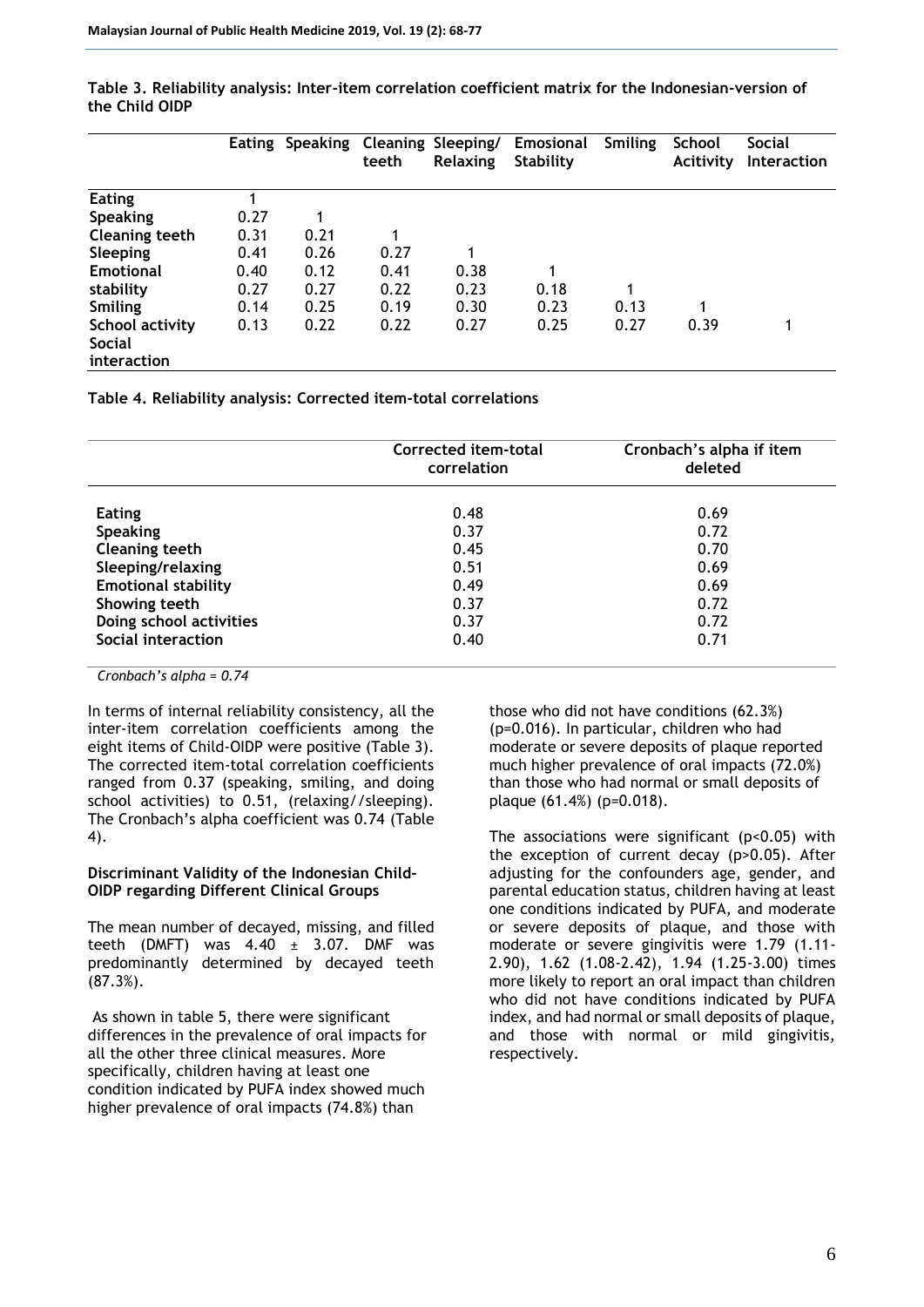**Table 3. Reliability analysis: Inter-item correlation coefficient matrix for the Indonesian-version of the Child OIDP**

| | Eating | Speaking | Cleaning teeth | Sleeping/ Relaxing | Emosional Stability | Smiling | School Acitivity | Social Interaction |
|---|---|---|---|---|---|---|---|---|
| **Eating** | 1 | | | | | | | |
| **Speaking** | 0.27 | 1 | | | | | | |
| **Cleaning teeth** | 0.31 | 0.21 | 1 | | | | | |
| **Sleeping** | 0.41 | 0.26 | 0.27 | 1 | | | | |
| **Emotional** | 0.40 | 0.12 | 0.41 | 0.38 | 1 | | | |
| **stability** | 0.27 | 0.27 | 0.22 | 0.23 | 0.18 | 1 | | |
| **Smiling** | 0.14 | 0.25 | 0.19 | 0.30 | 0.23 | 0.13 | 1 | |
| **School activity** | 0.13 | 0.22 | 0.22 | 0.27 | 0.25 | 0.27 | 0.39 | 1 |
| **Social interaction** | | | | | | | | |

**Table 4. Reliability analysis: Corrected item-total correlations**

| | Corrected item-total correlation | Cronbach's alpha if item deleted |
|---|---|---|
| **Eating** | 0.48 | 0.69 |
| **Speaking** | 0.37 | 0.72 |
| **Cleaning teeth** | 0.45 | 0.70 |
| **Sleeping/relaxing** | 0.51 | 0.69 |
| **Emotional stability** | 0.49 | 0.69 |
| **Showing teeth** | 0.37 | 0.72 |
| **Doing school activities** | 0.37 | 0.72 |
| **Social interaction** | 0.40 | 0.71 |

*Cronbach's alpha = 0.74*

In terms of internal reliability consistency, all the inter-item correlation coefficients among the eight items of Child-OIDP were positive (Table 3). The corrected item-total correlation coefficients ranged from 0.37 (speaking, smiling, and doing school activities) to 0.51, (relaxing//sleeping). The Cronbach's alpha coefficient was 0.74 (Table 4).

### Discriminant Validity of the Indonesian Child-OIDP regarding Different Clinical Groups

The mean number of decayed, missing, and filled teeth (DMFT) was 4.40 ± 3.07. DMF was predominantly determined by decayed teeth (87.3%).

As shown in table 5, there were significant differences in the prevalence of oral impacts for all the other three clinical measures. More specifically, children having at least one condition indicated by PUFA index showed much higher prevalence of oral impacts (74.8%) than those who did not have conditions (62.3%) ($p=0.016$). In particular, children who had moderate or severe deposits of plaque reported much higher prevalence of oral impacts (72.0%) than those who had normal or small deposits of plaque (61.4%) ($p=0.018$).

The associations were significant ($p<0.05$) with the exception of current decay ($p>0.05$). After adjusting for the confounders age, gender, and parental education status, children having at least one conditions indicated by PUFA, and moderate or severe deposits of plaque, and those with moderate or severe gingivitis were 1.79 (1.11-2.90), 1.62 (1.08-2.42), 1.94 (1.25-3.00) times more likely to report an oral impact than children who did not have conditions indicated by PUFA index, and had normal or small deposits of plaque, and those with normal or mild gingivitis, respectively.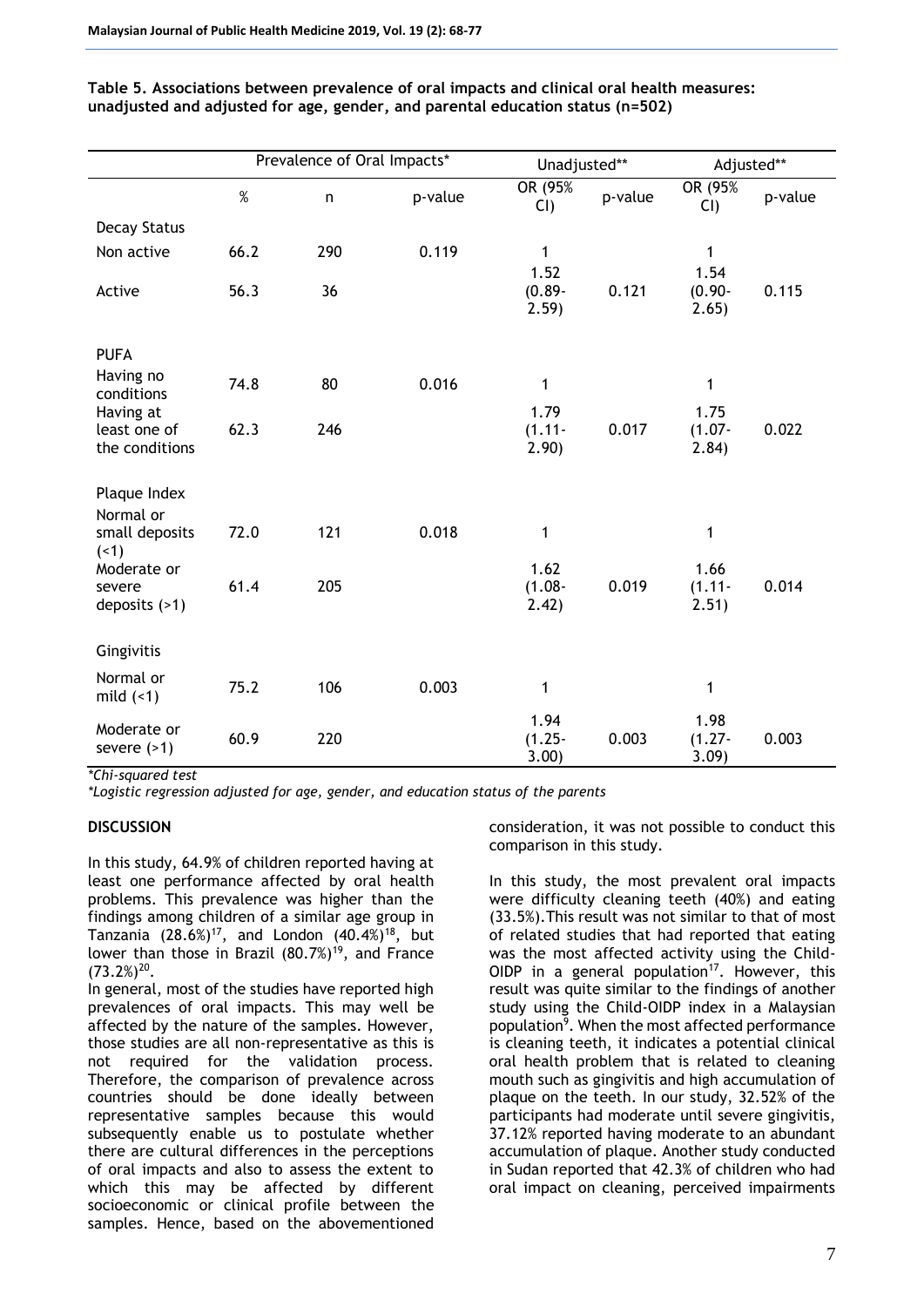**Table 5. Associations between prevalence of oral impacts and clinical oral health measures: unadjusted and adjusted for age, gender, and parental education status (n=502)**

| | Prevalence of Oral Impacts* | | | Unadjusted** | | Adjusted** | |
|---|---|---|---|---|---|---|---|
| | % | n | p-value | OR (95% CI) | p-value | OR (95% CI) | p-value |
| Decay Status | | | | | | | |
| Non active | 66.2 | 290 | 0.119 | 1 | | 1 | |
| Active | 56.3 | 36 | | 1.52 (0.89-2.59) | 0.121 | 1.54 (0.90-2.65) | 0.115 |
| PUFA | | | | | | | |
| Having no conditions | 74.8 | 80 | 0.016 | 1 | | 1 | |
| Having at least one of the conditions | 62.3 | 246 | | 1.79 (1.11-2.90) | 0.017 | 1.75 (1.07-2.84) | 0.022 |
| Plaque Index | | | | | | | |
| Normal or small deposits (<1) | 72.0 | 121 | 0.018 | 1 | | 1 | |
| Moderate or severe deposits (>1) | 61.4 | 205 | | 1.62 (1.08-2.42) | 0.019 | 1.66 (1.11-2.51) | 0.014 |
| Gingivitis | | | | | | | |
| Normal or mild (<1) | 75.2 | 106 | 0.003 | 1 | | 1 | |
| Moderate or severe (>1) | 60.9 | 220 | | 1.94 (1.25-3.00) | 0.003 | 1.98 (1.27-3.09) | 0.003 |

*Chi-squared test

*Logistic regression adjusted for age, gender, and education status of the parents

**DISCUSSION**

In this study, 64.9% of children reported having at least one performance affected by oral health problems. This prevalence was higher than the findings among children of a similar age group in Tanzania (28.6%)[17], and London (40.4%)[18], but lower than those in Brazil (80.7%)[19], and France (73.2%)[20].

In general, most of the studies have reported high prevalences of oral impacts. This may well be affected by the nature of the samples. However, those studies are all non-representative as this is not required for the validation process. Therefore, the comparison of prevalence across countries should be done ideally between representative samples because this would subsequently enable us to postulate whether there are cultural differences in the perceptions of oral impacts and also to assess the extent to which this may be affected by different socioeconomic or clinical profile between the samples. Hence, based on the abovementioned consideration, it was not possible to conduct this comparison in this study.

In this study, the most prevalent oral impacts were difficulty cleaning teeth (40%) and eating (33.5%). This result was not similar to that of most of related studies that had reported that eating was the most affected activity using the Child-OIDP in a general population[17]. However, this result was quite similar to the findings of another study using the Child-OIDP index in a Malaysian population[9]. When the most affected performance is cleaning teeth, it indicates a potential clinical oral health problem that is related to cleaning mouth such as gingivitis and high accumulation of plaque on the teeth. In our study, 32.52% of the participants had moderate until severe gingivitis, 37.12% reported having moderate to an abundant accumulation of plaque. Another study conducted in Sudan reported that 42.3% of children who had oral impact on cleaning, perceived impairments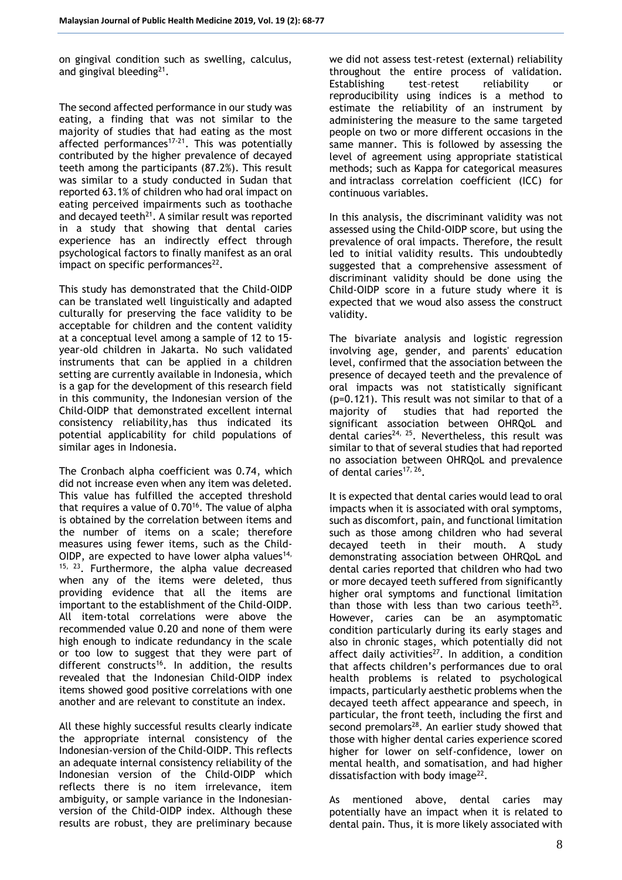on gingival condition such as swelling, calculus, and gingival bleeding[21].

The second affected performance in our study was eating, a finding that was not similar to the majority of studies that had eating as the most affected performances[17-21]. This was potentially contributed by the higher prevalence of decayed teeth among the participants (87.2%). This result was similar to a study conducted in Sudan that reported 63.1% of children who had oral impact on eating perceived impairments such as toothache and decayed teeth[21]. A similar result was reported in a study that showing that dental caries experience has an indirectly effect through psychological factors to finally manifest as an oral impact on specific performances[22].

This study has demonstrated that the Child-OIDP can be translated well linguistically and adapted culturally for preserving the face validity to be acceptable for children and the content validity at a conceptual level among a sample of 12 to 15-year-old children in Jakarta. No such validated instruments that can be applied in a children setting are currently available in Indonesia, which is a gap for the development of this research field in this community, the Indonesian version of the Child-OIDP that demonstrated excellent internal consistency reliability,has thus indicated its potential applicability for child populations of similar ages in Indonesia.

The Cronbach alpha coefficient was 0.74, which did not increase even when any item was deleted. This value has fulfilled the accepted threshold that requires a value of 0.70[16]. The value of alpha is obtained by the correlation between items and the number of items on a scale; therefore measures using fewer items, such as the Child-OIDP, are expected to have lower alpha values[14, 15, 23]. Furthermore, the alpha value decreased when any of the items were deleted, thus providing evidence that all the items are important to the establishment of the Child-OIDP. All item-total correlations were above the recommended value 0.20 and none of them were high enough to indicate redundancy in the scale or too low to suggest that they were part of different constructs[16]. In addition, the results revealed that the Indonesian Child-OIDP index items showed good positive correlations with one another and are relevant to constitute an index.

All these highly successful results clearly indicate the appropriate internal consistency of the Indonesian-version of the Child-OIDP. This reflects an adequate internal consistency reliability of the Indonesian version of the Child-OIDP which reflects there is no item irrelevance, item ambiguity, or sample variance in the Indonesian-version of the Child-OIDP index. Although these results are robust, they are preliminary because we did not assess test-retest (external) reliability throughout the entire process of validation. Establishing test–retest reliability or reproducibility using indices is a method to estimate the reliability of an instrument by administering the measure to the same targeted people on two or more different occasions in the same manner. This is followed by assessing the level of agreement using appropriate statistical methods; such as Kappa for categorical measures and intraclass correlation coefficient (ICC) for continuous variables.

In this analysis, the discriminant validity was not assessed using the Child-OIDP score, but using the prevalence of oral impacts. Therefore, the result led to initial validity results. This undoubtedly suggested that a comprehensive assessment of discriminant validity should be done using the Child-OIDP score in a future study where it is expected that we woud also assess the construct validity.

The bivariate analysis and logistic regression involving age, gender, and parents' education level, confirmed that the association between the presence of decayed teeth and the prevalence of oral impacts was not statistically significant ($p=0.121$). This result was not similar to that of a majority of studies that had reported the significant association between OHRQoL and dental caries[24, 25]. Nevertheless, this result was similar to that of several studies that had reported no association between OHRQoL and prevalence of dental caries[17, 26].

It is expected that dental caries would lead to oral impacts when it is associated with oral symptoms, such as discomfort, pain, and functional limitation such as those among children who had several decayed teeth in their mouth. A study demonstrating association between OHRQoL and dental caries reported that children who had two or more decayed teeth suffered from significantly higher oral symptoms and functional limitation than those with less than two carious teeth[25]. However, caries can be an asymptomatic condition particularly during its early stages and also in chronic stages, which potentially did not affect daily activities[27]. In addition, a condition that affects children's performances due to oral health problems is related to psychological impacts, particularly aesthetic problems when the decayed teeth affect appearance and speech, in particular, the front teeth, including the first and second premolars[28]. An earlier study showed that those with higher dental caries experience scored higher for lower on self-confidence, lower on mental health, and somatisation, and had higher dissatisfaction with body image[22].

As mentioned above, dental caries may potentially have an impact when it is related to dental pain. Thus, it is more likely associated with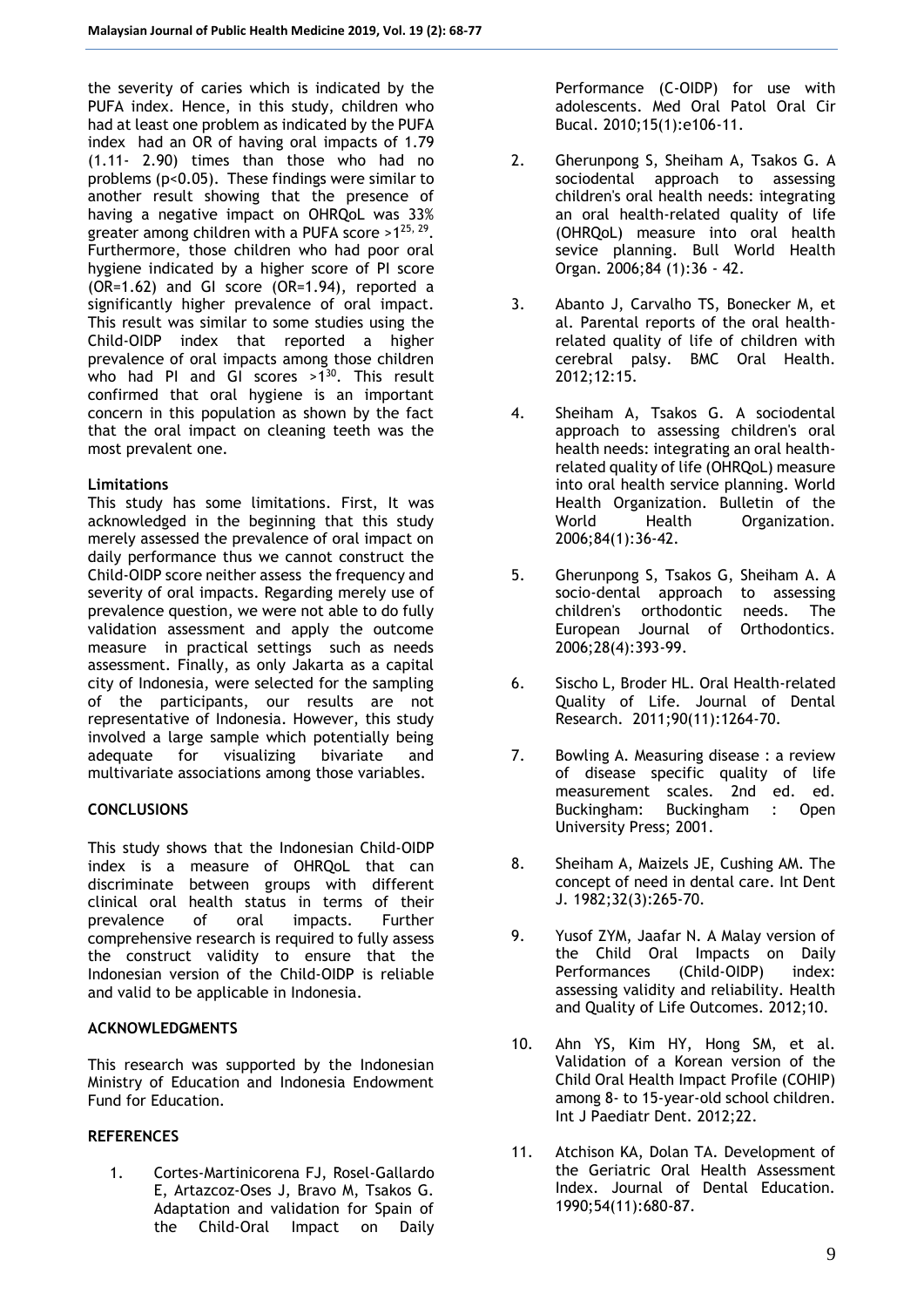the severity of caries which is indicated by the PUFA index. Hence, in this study, children who had at least one problem as indicated by the PUFA index had an OR of having oral impacts of 1.79 (1.11- 2.90) times than those who had no problems ($p<0.05$). These findings were similar to another result showing that the presence of having a negative impact on OHRQoL was 33% greater among children with a PUFA score >1[25, 29]. Furthermore, those children who had poor oral hygiene indicated by a higher score of PI score (OR=1.62) and GI score (OR=1.94), reported a significantly higher prevalence of oral impact. This result was similar to some studies using the Child-OIDP index that reported a higher prevalence of oral impacts among those children who had PI and GI scores >1[30]. This result confirmed that oral hygiene is an important concern in this population as shown by the fact that the oral impact on cleaning teeth was the most prevalent one.

**Limitations**

This study has some limitations. First, It was acknowledged in the beginning that this study merely assessed the prevalence of oral impact on daily performance thus we cannot construct the Child-OIDP score neither assess the frequency and severity of oral impacts. Regarding merely use of prevalence question, we were not able to do fully validation assessment and apply the outcome measure in practical settings such as needs assessment. Finally, as only Jakarta as a capital city of Indonesia, were selected for the sampling of the participants, our results are not representative of Indonesia. However, this study involved a large sample which potentially being adequate for visualizing bivariate and multivariate associations among those variables.

## CONCLUSIONS

This study shows that the Indonesian Child-OIDP index is a measure of OHRQoL that can discriminate between groups with different clinical oral health status in terms of their prevalence of oral impacts. Further comprehensive research is required to fully assess the construct validity to ensure that the Indonesian version of the Child-OIDP is reliable and valid to be applicable in Indonesia.

## ACKNOWLEDGMENTS

This research was supported by the Indonesian Ministry of Education and Indonesia Endowment Fund for Education.

## REFERENCES

1. Cortes-Martinicorena FJ, Rosel-Gallardo E, Artazcoz-Oses J, Bravo M, Tsakos G. Adaptation and validation for Spain of the Child-Oral Impact on Daily Performance (C-OIDP) for use with adolescents. Med Oral Patol Oral Cir Bucal. 2010;15(1):e106-11.
2. Gherunpong S, Sheiham A, Tsakos G. A sociodental approach to assessing children's oral health needs: integrating an oral health-related quality of life (OHRQoL) measure into oral health sevice planning. Bull World Health Organ. 2006;84 (1):36 - 42.
3. Abanto J, Carvalho TS, Bonecker M, et al. Parental reports of the oral health-related quality of life of children with cerebral palsy. BMC Oral Health. 2012;12:15.
4. Sheiham A, Tsakos G. A sociodental approach to assessing children's oral health needs: integrating an oral health-related quality of life (OHRQoL) measure into oral health service planning. World Health Organization. Bulletin of the World Health Organization. 2006;84(1):36-42.
5. Gherunpong S, Tsakos G, Sheiham A. A socio-dental approach to assessing children's orthodontic needs. The European Journal of Orthodontics. 2006;28(4):393-99.
6. Sischo L, Broder HL. Oral Health-related Quality of Life. Journal of Dental Research. 2011;90(11):1264-70.
7. Bowling A. Measuring disease : a review of disease specific quality of life measurement scales. 2nd ed. ed. Buckingham: Buckingham : Open University Press; 2001.
8. Sheiham A, Maizels JE, Cushing AM. The concept of need in dental care. Int Dent J. 1982;32(3):265-70.
9. Yusof ZYM, Jaafar N. A Malay version of the Child Oral Impacts on Daily Performances (Child-OIDP) index: assessing validity and reliability. Health and Quality of Life Outcomes. 2012;10.
10. Ahn YS, Kim HY, Hong SM, et al. Validation of a Korean version of the Child Oral Health Impact Profile (COHIP) among 8- to 15-year-old school children. Int J Paediatr Dent. 2012;22.
11. Atchison KA, Dolan TA. Development of the Geriatric Oral Health Assessment Index. Journal of Dental Education. 1990;54(11):680-87.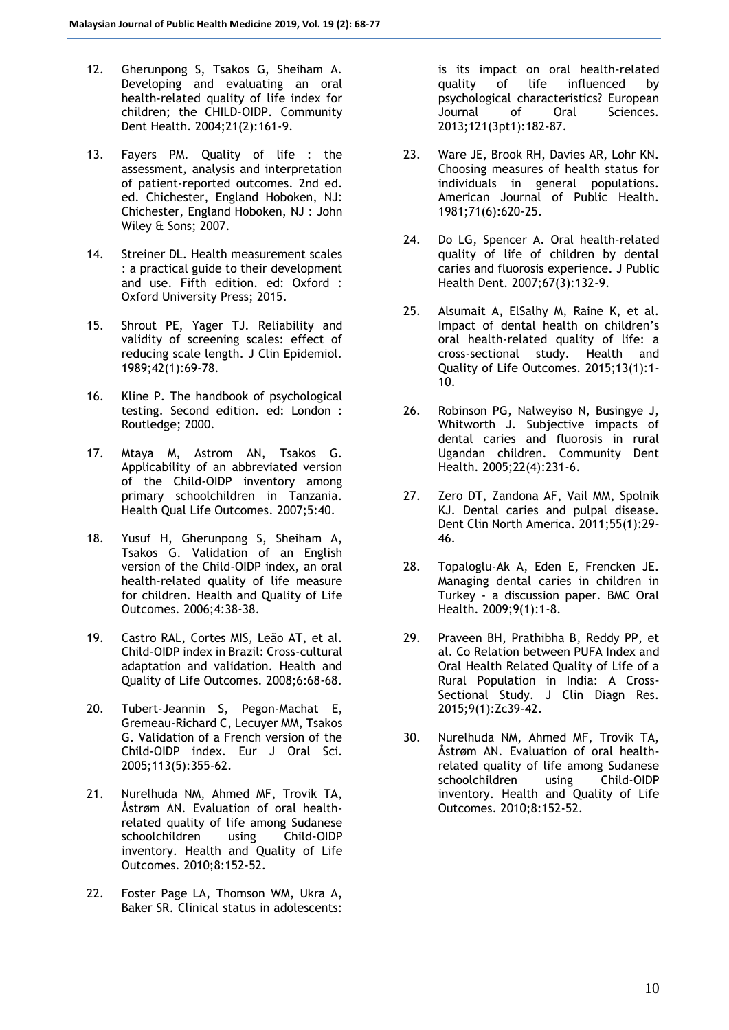12. Gherunpong S, Tsakos G, Sheiham A. Developing and evaluating an oral health-related quality of life index for children; the CHILD-OIDP. Community Dent Health. 2004;21(2):161-9.

13. Fayers PM. Quality of life : the assessment, analysis and interpretation of patient-reported outcomes. 2nd ed. ed. Chichester, England Hoboken, NJ: Chichester, England Hoboken, NJ : John Wiley & Sons; 2007.

14. Streiner DL. Health measurement scales : a practical guide to their development and use. Fifth edition. ed: Oxford : Oxford University Press; 2015.

15. Shrout PE, Yager TJ. Reliability and validity of screening scales: effect of reducing scale length. J Clin Epidemiol. 1989;42(1):69-78.

16. Kline P. The handbook of psychological testing. Second edition. ed: London : Routledge; 2000.

17. Mtaya M, Astrom AN, Tsakos G. Applicability of an abbreviated version of the Child-OIDP inventory among primary schoolchildren in Tanzania. Health Qual Life Outcomes. 2007;5:40.

18. Yusuf H, Gherunpong S, Sheiham A, Tsakos G. Validation of an English version of the Child-OIDP index, an oral health-related quality of life measure for children. Health and Quality of Life Outcomes. 2006;4:38-38.

19. Castro RAL, Cortes MIS, Leão AT, et al. Child-OIDP index in Brazil: Cross-cultural adaptation and validation. Health and Quality of Life Outcomes. 2008;6:68-68.

20. Tubert-Jeannin S, Pegon-Machat E, Gremeau-Richard C, Lecuyer MM, Tsakos G. Validation of a French version of the Child-OIDP index. Eur J Oral Sci. 2005;113(5):355-62.

21. Nurelhuda NM, Ahmed MF, Trovik TA, Åstrøm AN. Evaluation of oral health-related quality of life among Sudanese schoolchildren using Child-OIDP inventory. Health and Quality of Life Outcomes. 2010;8:152-52.

22. Foster Page LA, Thomson WM, Ukra A, Baker SR. Clinical status in adolescents: is its impact on oral health-related quality of life influenced by psychological characteristics? European Journal of Oral Sciences. 2013;121(3pt1):182-87.

23. Ware JE, Brook RH, Davies AR, Lohr KN. Choosing measures of health status for individuals in general populations. American Journal of Public Health. 1981;71(6):620-25.

24. Do LG, Spencer A. Oral health-related quality of life of children by dental caries and fluorosis experience. J Public Health Dent. 2007;67(3):132-9.

25. Alsumait A, ElSalhy M, Raine K, et al. Impact of dental health on children's oral health-related quality of life: a cross-sectional study. Health and Quality of Life Outcomes. 2015;13(1):1-10.

26. Robinson PG, Nalweyiso N, Busingye J, Whitworth J. Subjective impacts of dental caries and fluorosis in rural Ugandan children. Community Dent Health. 2005;22(4):231-6.

27. Zero DT, Zandona AF, Vail MM, Spolnik KJ. Dental caries and pulpal disease. Dent Clin North America. 2011;55(1):29-46.

28. Topaloglu-Ak A, Eden E, Frencken JE. Managing dental caries in children in Turkey - a discussion paper. BMC Oral Health. 2009;9(1):1-8.

29. Praveen BH, Prathibha B, Reddy PP, et al. Co Relation between PUFA Index and Oral Health Related Quality of Life of a Rural Population in India: A Cross-Sectional Study. J Clin Diagn Res. 2015;9(1):Zc39-42.

30. Nurelhuda NM, Ahmed MF, Trovik TA, Åstrøm AN. Evaluation of oral health-related quality of life among Sudanese schoolchildren using Child-OIDP inventory. Health and Quality of Life Outcomes. 2010;8:152-52.